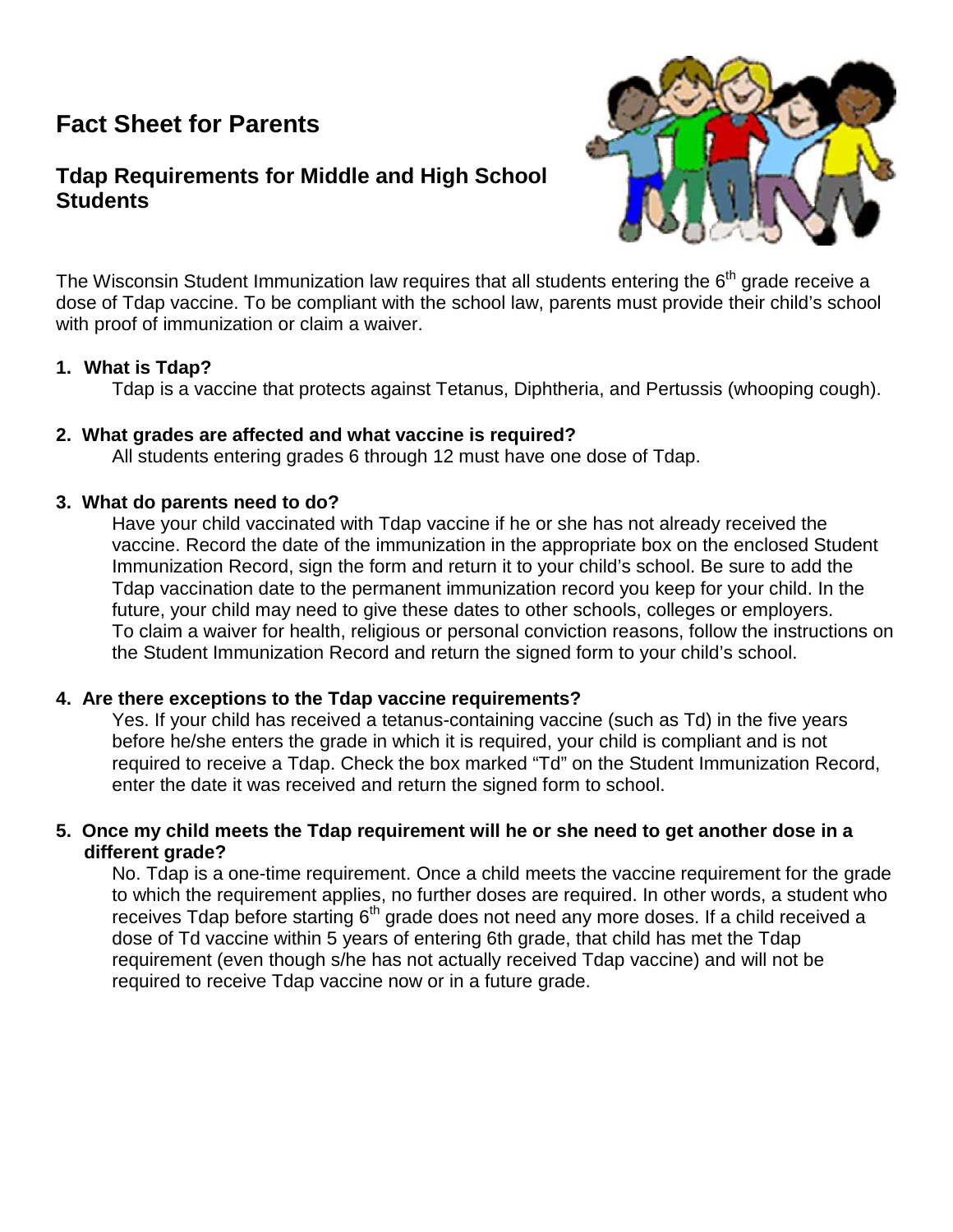# Fact Sheet for Parents

## Tdap Requirements for Middle and High School Students

The Wisconsin Student Immunization law requires that all students entering the 6th grade receive a dose of Tdap vaccine. To be compliant with the school law, parents must provide their child's school with proof of immunization or claim a waiver.

1. **What is Tdap?**

   Tdap is a vaccine that protects against Tetanus, Diphtheria, and Pertussis (whooping cough).

2. **What grades are affected and what vaccine is required?**

   All students entering grades 6 through 12 must have one dose of Tdap.

3. **What do parents need to do?**

   Have your child vaccinated with Tdap vaccine if he or she has not already received the vaccine. Record the date of the immunization in the appropriate box on the enclosed Student Immunization Record, sign the form and return it to your child's school. Be sure to add the Tdap vaccination date to the permanent immunization record you keep for your child. In the future, your child may need to give these dates to other schools, colleges or employers.
   To claim a waiver for health, religious or personal conviction reasons, follow the instructions on the Student Immunization Record and return the signed form to your child's school.

4. **Are there exceptions to the Tdap vaccine requirements?**

   Yes. If your child has received a tetanus-containing vaccine (such as Td) in the five years before he/she enters the grade in which it is required, your child is compliant and is not required to receive a Tdap. Check the box marked "Td" on the Student Immunization Record, enter the date it was received and return the signed form to school.

5. **Once my child meets the Tdap requirement will he or she need to get another dose in a different grade?**

   No. Tdap is a one-time requirement. Once a child meets the vaccine requirement for the grade to which the requirement applies, no further doses are required. In other words, a student who receives Tdap before starting 6th grade does not need any more doses. If a child received a dose of Td vaccine within 5 years of entering 6th grade, that child has met the Tdap requirement (even though s/he has not actually received Tdap vaccine) and will not be required to receive Tdap vaccine now or in a future grade.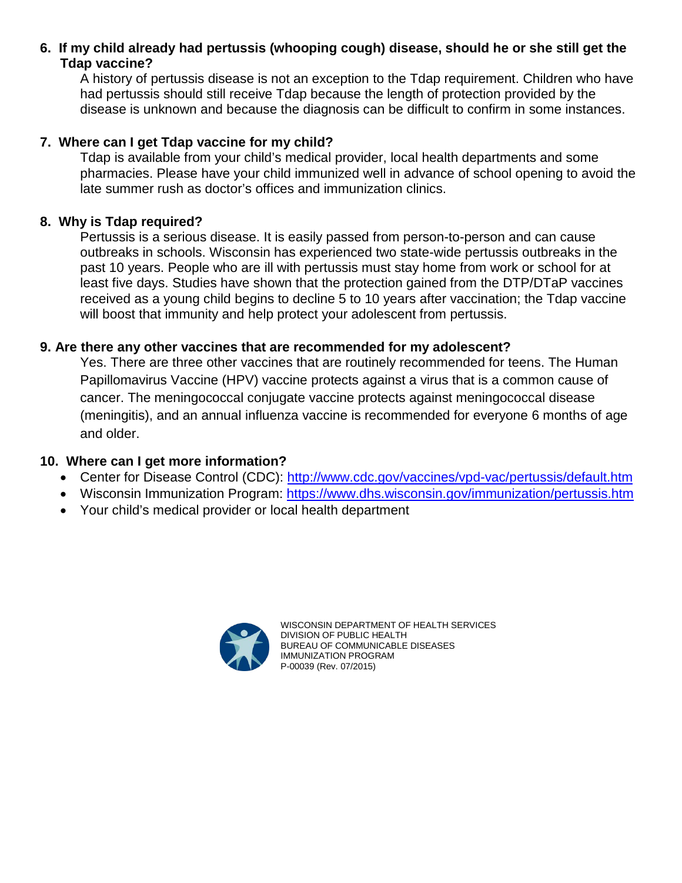**6. If my child already had pertussis (whooping cough) disease, should he or she still get the Tdap vaccine?**

A history of pertussis disease is not an exception to the Tdap requirement. Children who have had pertussis should still receive Tdap because the length of protection provided by the disease is unknown and because the diagnosis can be difficult to confirm in some instances.

**7. Where can I get Tdap vaccine for my child?**

Tdap is available from your child's medical provider, local health departments and some pharmacies. Please have your child immunized well in advance of school opening to avoid the late summer rush as doctor's offices and immunization clinics.

**8. Why is Tdap required?**

Pertussis is a serious disease. It is easily passed from person-to-person and can cause outbreaks in schools. Wisconsin has experienced two state-wide pertussis outbreaks in the past 10 years. People who are ill with pertussis must stay home from work or school for at least five days. Studies have shown that the protection gained from the DTP/DTaP vaccines received as a young child begins to decline 5 to 10 years after vaccination; the Tdap vaccine will boost that immunity and help protect your adolescent from pertussis.

**9. Are there any other vaccines that are recommended for my adolescent?**

Yes. There are three other vaccines that are routinely recommended for teens. The Human Papillomavirus Vaccine (HPV) vaccine protects against a virus that is a common cause of cancer. The meningococcal conjugate vaccine protects against meningococcal disease (meningitis), and an annual influenza vaccine is recommended for everyone 6 months of age and older.

**10. Where can I get more information?**

- Center for Disease Control (CDC): http://www.cdc.gov/vaccines/vpd-vac/pertussis/default.htm
- Wisconsin Immunization Program: https://www.dhs.wisconsin.gov/immunization/pertussis.htm
- Your child's medical provider or local health department

WISCONSIN DEPARTMENT OF HEALTH SERVICES
DIVISION OF PUBLIC HEALTH
BUREAU OF COMMUNICABLE DISEASES
IMMUNIZATION PROGRAM
P-00039 (Rev. 07/2015)